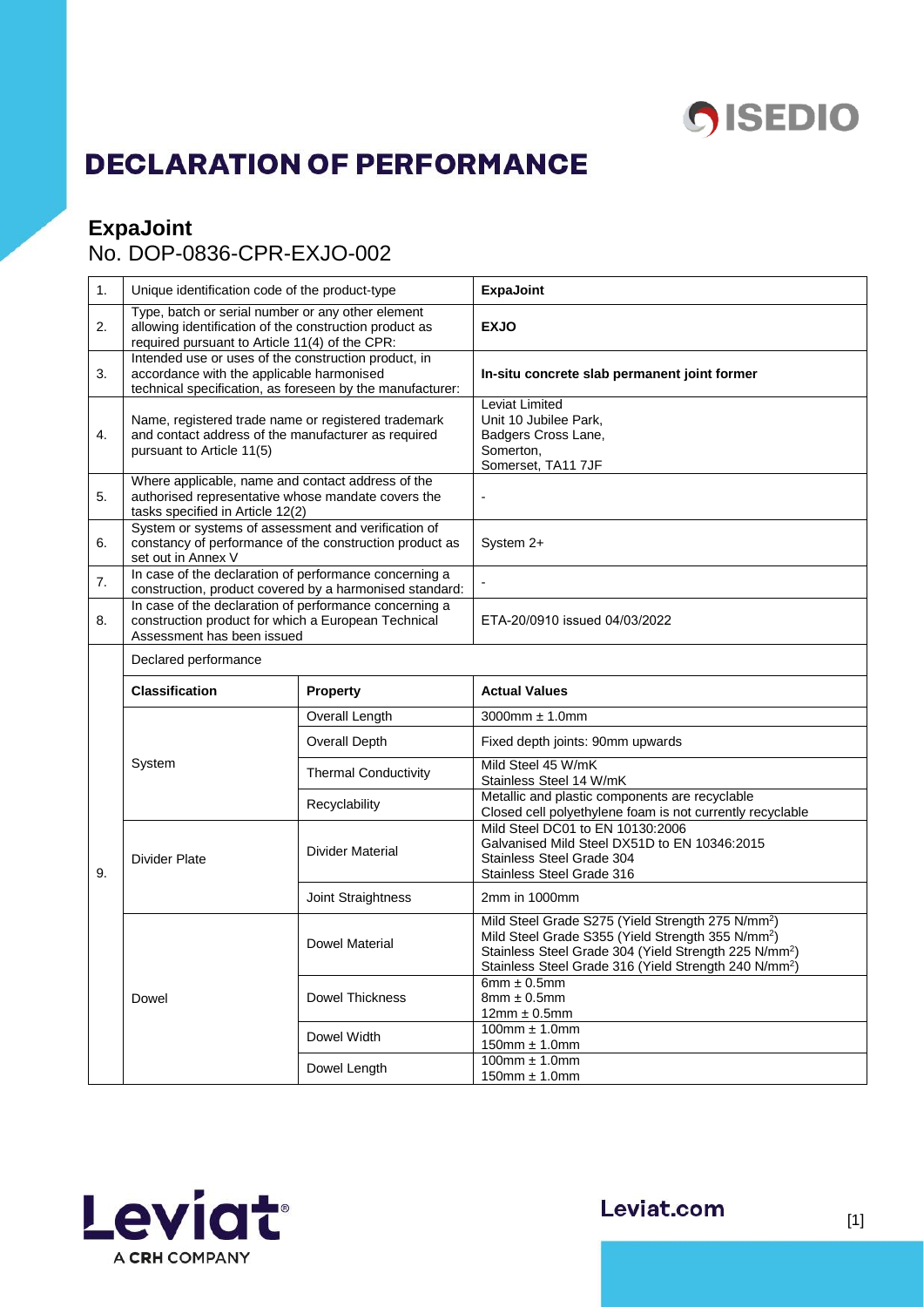# DECLARATION OF PERFORMANCE

## ExpaJoint

No. DOP-0836-CPR-EXJO-002

| | | | |
|---|---|---|---|
| 1. | Unique identification code of the product-type | | **ExpaJoint** |
| 2. | Type, batch or serial number or any other element allowing identification of the construction product as required pursuant to Article 11(4) of the CPR: | | **EXJO** |
| 3. | Intended use or uses of the construction product, in accordance with the applicable harmonised technical specification, as foreseen by the manufacturer: | | **In-situ concrete slab permanent joint former** |
| 4. | Name, registered trade name or registered trademark and contact address of the manufacturer as required pursuant to Article 11(5) | | Leviat Limited<br>Unit 10 Jubilee Park,<br>Badgers Cross Lane,<br>Somerton,<br>Somerset, TA11 7JF |
| 5. | Where applicable, name and contact address of the authorised representative whose mandate covers the tasks specified in Article 12(2) | | - |
| 6. | System or systems of assessment and verification of constancy of performance of the construction product as set out in Annex V | | System 2+ |
| 7. | In case of the declaration of performance concerning a construction, product covered by a harmonised standard: | | - |
| 8. | In case of the declaration of performance concerning a construction product for which a European Technical Assessment has been issued | | ETA-20/0910 issued 04/03/2022 |
| 9. | Declared performance | | |
| | **Classification** | **Property** | **Actual Values** |
| | System | Overall Length | 3000mm ± 1.0mm |
| | | Overall Depth | Fixed depth joints: 90mm upwards |
| | | Thermal Conductivity | Mild Steel 45 W/mK<br>Stainless Steel 14 W/mK |
| | | Recyclability | Metallic and plastic components are recyclable<br>Closed cell polyethylene foam is not currently recyclable |
| | Divider Plate | Divider Material | Mild Steel DC01 to EN 10130:2006<br>Galvanised Mild Steel DX51D to EN 10346:2015<br>Stainless Steel Grade 304<br>Stainless Steel Grade 316 |
| | | Joint Straightness | 2mm in 1000mm |
| | Dowel | Dowel Material | Mild Steel Grade S275 (Yield Strength 275 $N/mm^2$)<br>Mild Steel Grade S355 (Yield Strength 355 $N/mm^2$)<br>Stainless Steel Grade 304 (Yield Strength 225 $N/mm^2$)<br>Stainless Steel Grade 316 (Yield Strength 240 $N/mm^2$) |
| | | Dowel Thickness | 6mm ± 0.5mm<br>8mm ± 0.5mm<br>12mm ± 0.5mm |
| | | Dowel Width | 100mm ± 1.0mm<br>150mm ± 1.0mm |
| | | Dowel Length | 100mm ± 1.0mm<br>150mm ± 1.0mm |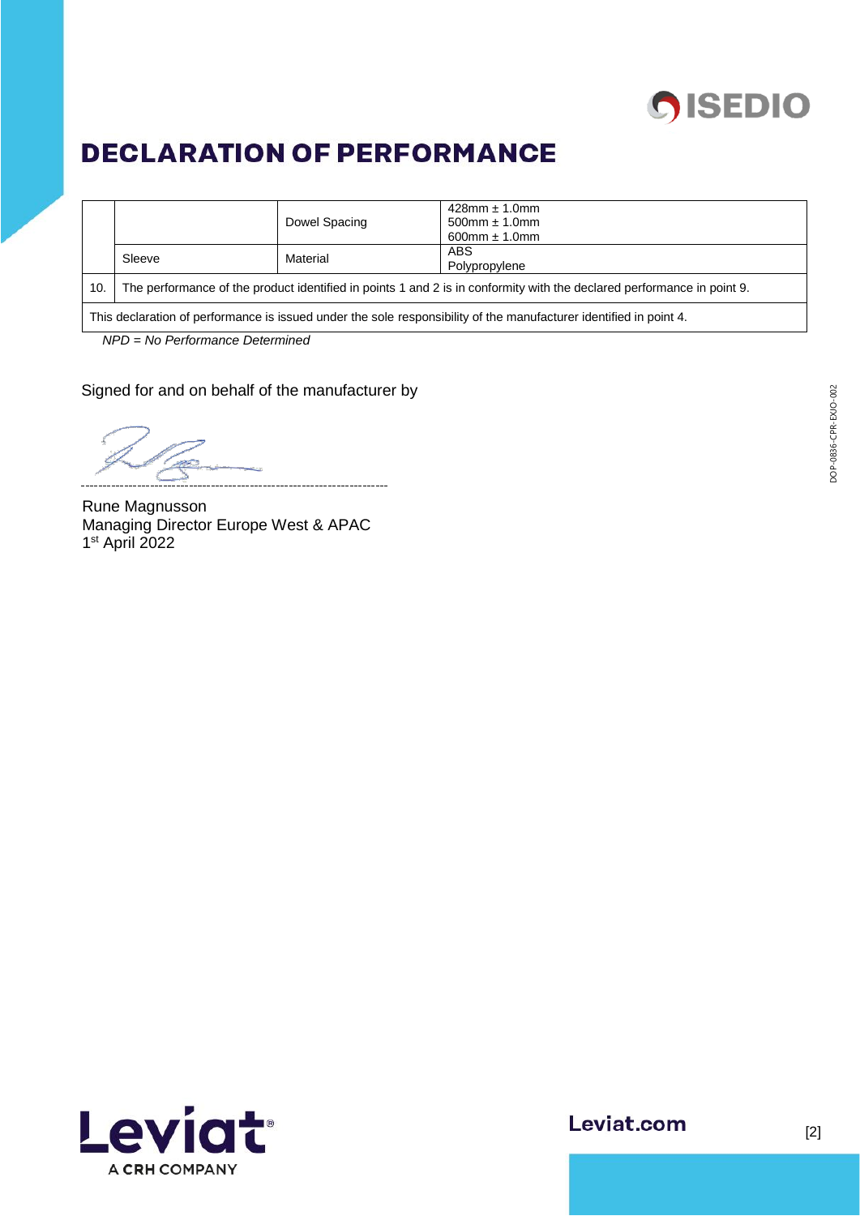# DECLARATION OF PERFORMANCE

| | | | |
|---|---|---|---|
| | | Dowel Spacing | 428mm ± 1.0mm<br>500mm ± 1.0mm<br>600mm ± 1.0mm |
| | Sleeve | Material | ABS<br>Polypropylene |
| 10. | The performance of the product identified in points 1 and 2 is in conformity with the declared performance in point 9. | | |
| This declaration of performance is issued under the sole responsibility of the manufacturer identified in point 4. | | | |

*NPD = No Performance Determined*

Signed for and on behalf of the manufacturer by

Rune Magnusson
Managing Director Europe West & APAC
1st April 2022

DOP-0836-CPR-EXIO-002

Leviat.com